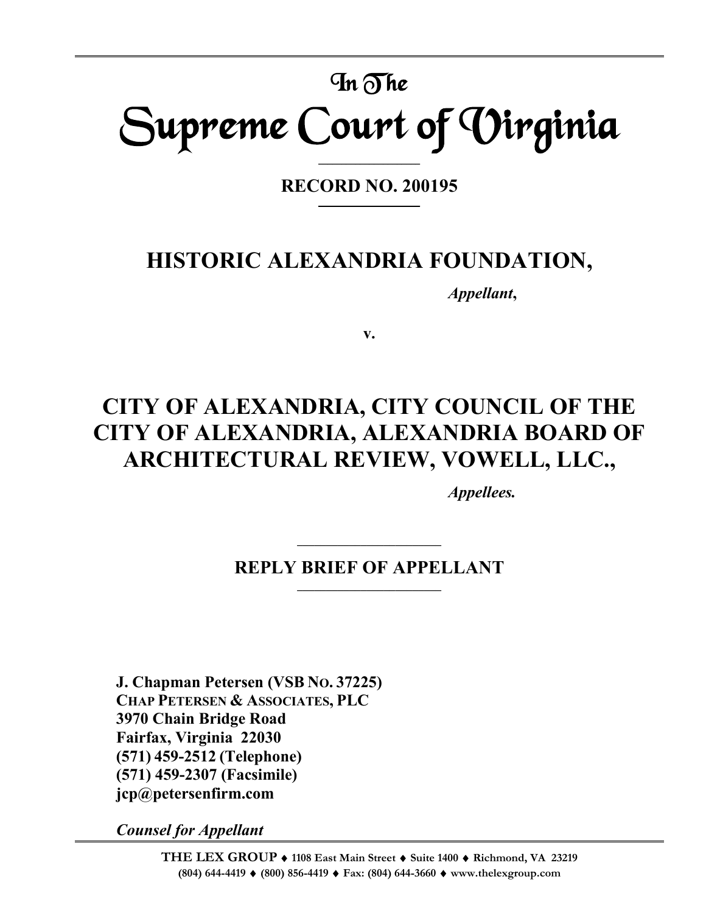# In The
# Supreme Court of Virginia

**RECORD NO. 200195**

## HISTORIC ALEXANDRIA FOUNDATION,

*Appellant*,

**v.**

## CITY OF ALEXANDRIA, CITY COUNCIL OF THE CITY OF ALEXANDRIA, ALEXANDRIA BOARD OF ARCHITECTURAL REVIEW, VOWELL, LLC.,

*Appellees.*

---

**REPLY BRIEF OF APPELLANT**

---

**J. Chapman Petersen (VSB NO. 37225)**
**CHAP PETERSEN & ASSOCIATES, PLC**
**3970 Chain Bridge Road**
**Fairfax, Virginia 22030**
**(571) 459-2512 (Telephone)**
**(571) 459-2307 (Facsimile)**
**jcp@petersenfirm.com**

***Counsel for Appellant***

**THE LEX GROUP** ♦ **1108 East Main Street** ♦ **Suite 1400** ♦ **Richmond, VA 23219**
**(804) 644-4419** ♦ **(800) 856-4419** ♦ **Fax: (804) 644-3660** ♦ **www.thelexgroup.com**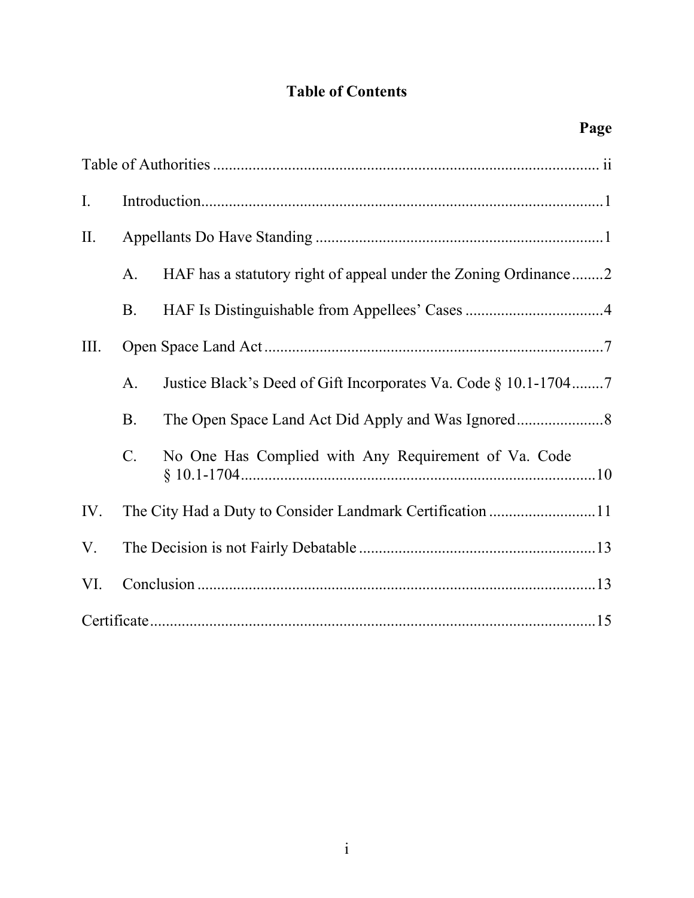# Table of Contents

| | | Page |
|---|---|---|
| Table of Authorities | | ii |
| I. | Introduction | 1 |
| II. | Appellants Do Have Standing | 1 |
| | A. HAF has a statutory right of appeal under the Zoning Ordinance | 2 |
| | B. HAF Is Distinguishable from Appellees' Cases | 4 |
| III. | Open Space Land Act | 7 |
| | A. Justice Black's Deed of Gift Incorporates Va. Code § 10.1-1704 | 7 |
| | B. The Open Space Land Act Did Apply and Was Ignored | 8 |
| | C. No One Has Complied with Any Requirement of Va. Code § 10.1-1704 | 10 |
| IV. | The City Had a Duty to Consider Landmark Certification | 11 |
| V. | The Decision is not Fairly Debatable | 13 |
| VI. | Conclusion | 13 |
| Certificate | | 15 |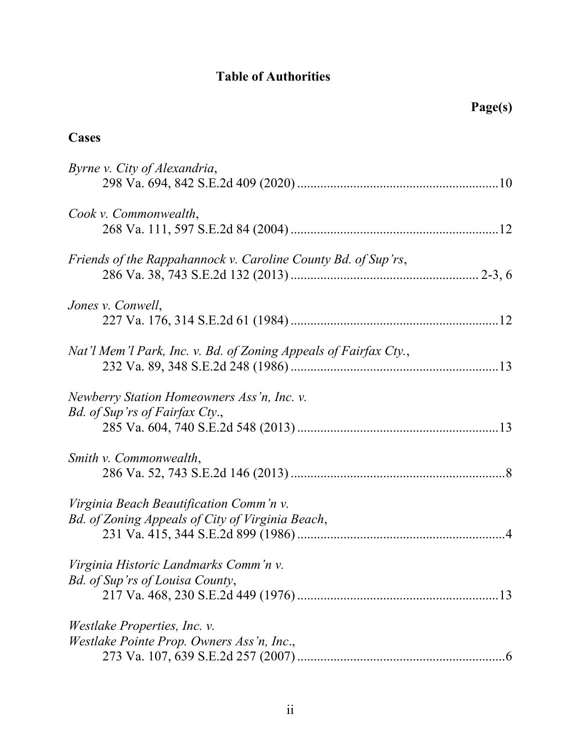# Table of Authorities

**Page(s)**

## Cases

*Byrne v. City of Alexandria*,
298 Va. 694, 842 S.E.2d 409 (2020) .......... 10

*Cook v. Commonwealth*,
268 Va. 111, 597 S.E.2d 84 (2004) .......... 12

*Friends of the Rappahannock v. Caroline County Bd. of Sup'rs*,
286 Va. 38, 743 S.E.2d 132 (2013) .......... 2-3, 6

*Jones v. Conwell*,
227 Va. 176, 314 S.E.2d 61 (1984) .......... 12

*Nat'l Mem'l Park, Inc. v. Bd. of Zoning Appeals of Fairfax Cty.*,
232 Va. 89, 348 S.E.2d 248 (1986) .......... 13

*Newberry Station Homeowners Ass'n, Inc. v.*
*Bd. of Sup'rs of Fairfax Cty.*,
285 Va. 604, 740 S.E.2d 548 (2013) .......... 13

*Smith v. Commonwealth*,
286 Va. 52, 743 S.E.2d 146 (2013) .......... 8

*Virginia Beach Beautification Comm'n v.*
*Bd. of Zoning Appeals of City of Virginia Beach*,
231 Va. 415, 344 S.E.2d 899 (1986) .......... 4

*Virginia Historic Landmarks Comm'n v.*
*Bd. of Sup'rs of Louisa County*,
217 Va. 468, 230 S.E.2d 449 (1976) .......... 13

*Westlake Properties, Inc. v.*
*Westlake Pointe Prop. Owners Ass'n, Inc.*,
273 Va. 107, 639 S.E.2d 257 (2007) .......... 6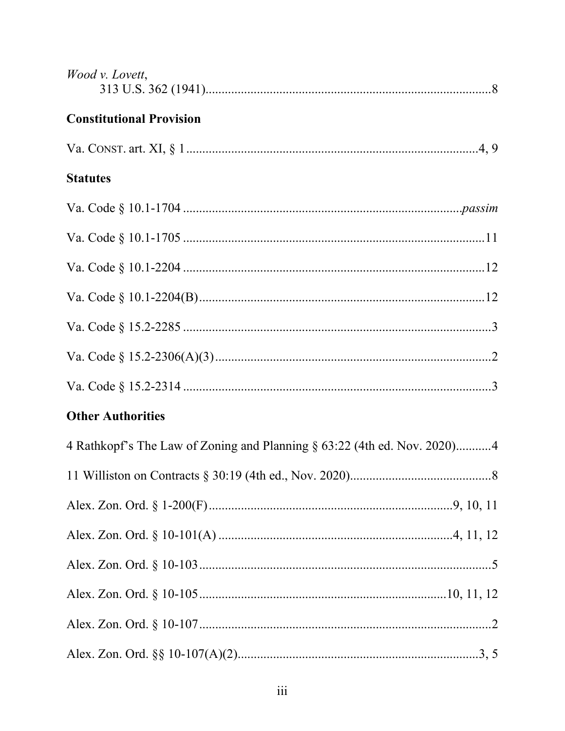*Wood v. Lovett*,
313 U.S. 362 (1941)........................................................................................8

**Constitutional Provision**

Va. CONST. art. XI, § 1...........................................................................................4, 9

**Statutes**

Va. Code § 10.1-1704 ....................................................................................*passim*

Va. Code § 10.1-1705 ............................................................................................11

Va. Code § 10.1-2204 ............................................................................................12

Va. Code § 10.1-2204(B).........................................................................................12

Va. Code § 15.2-2285 ..............................................................................................3

Va. Code § 15.2-2306(A)(3)......................................................................................2

Va. Code § 15.2-2314 ..............................................................................................3

**Other Authorities**

4 Rathkopf's The Law of Zoning and Planning § 63:22 (4th ed. Nov. 2020)...........4

11 Williston on Contracts § 30:19 (4th ed., Nov. 2020)............................................8

Alex. Zon. Ord. § 1-200(F).........................................................................9, 10, 11

Alex. Zon. Ord. § 10-101(A) .......................................................................4, 11, 12

Alex. Zon. Ord. § 10-103...........................................................................................5

Alex. Zon. Ord. § 10-105..........................................................................10, 11, 12

Alex. Zon. Ord. § 10-107...........................................................................................2

Alex. Zon. Ord. §§ 10-107(A)(2)............................................................................3, 5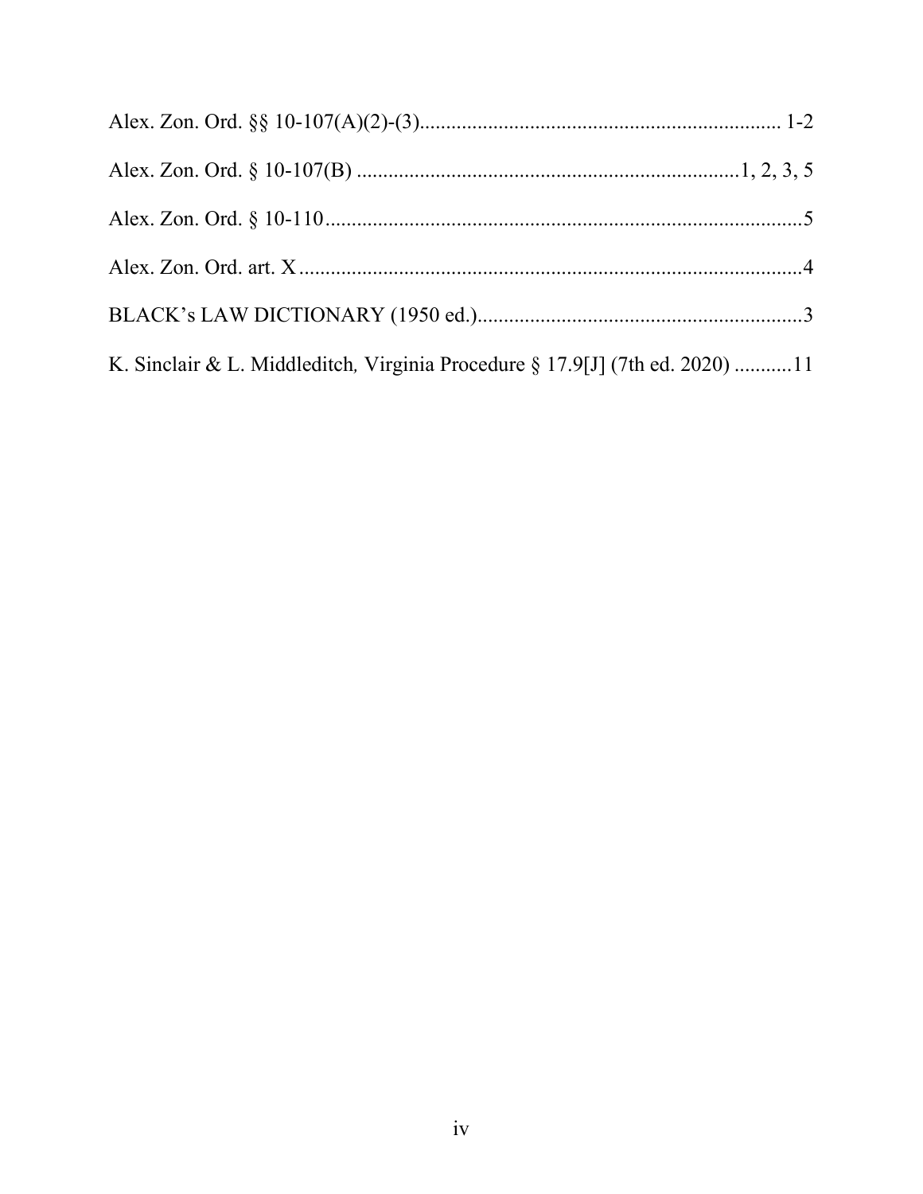Alex. Zon. Ord. §§ 10-107(A)(2)-(3)..................................................................... 1-2

Alex. Zon. Ord. § 10-107(B) ........................................................................1, 2, 3, 5

Alex. Zon. Ord. § 10-110...........................................................................................5

Alex. Zon. Ord. art. X ................................................................................................4

BLACK's LAW DICTIONARY (1950 ed.)..............................................................3

K. Sinclair & L. Middleditch, *Virginia Procedure* § 17.9[J] (7th ed. 2020) ...........11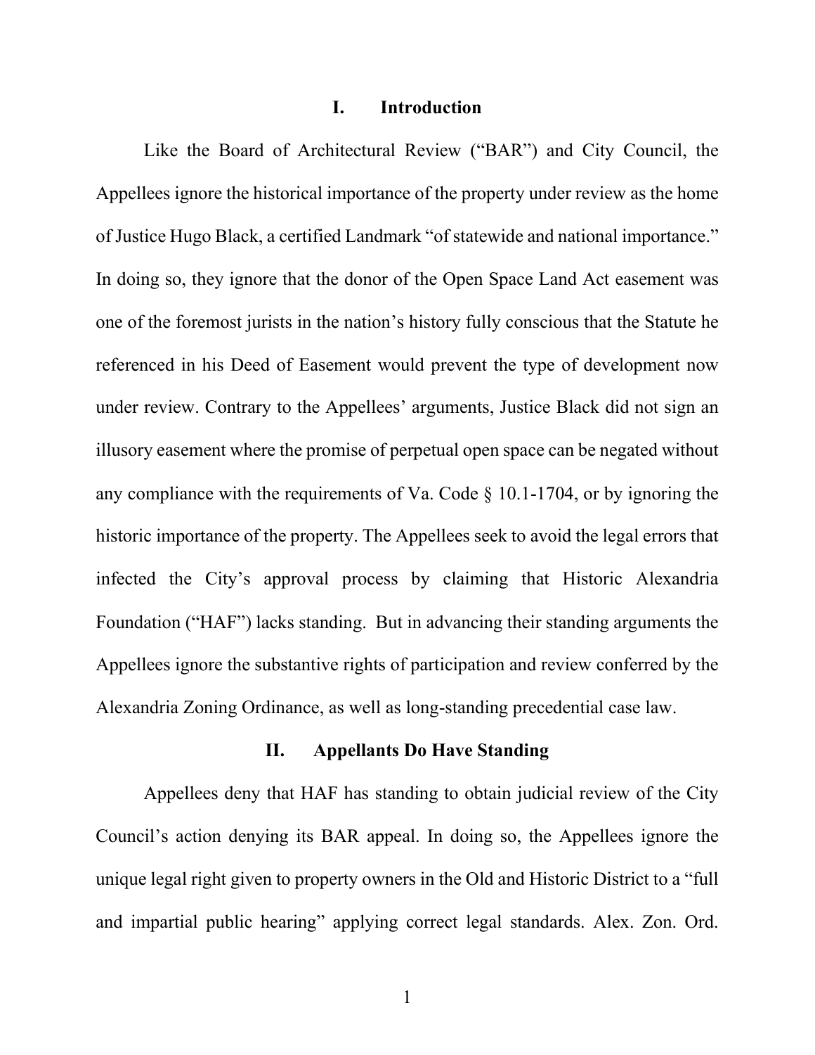## I. Introduction

Like the Board of Architectural Review ("BAR") and City Council, the Appellees ignore the historical importance of the property under review as the home of Justice Hugo Black, a certified Landmark "of statewide and national importance." In doing so, they ignore that the donor of the Open Space Land Act easement was one of the foremost jurists in the nation's history fully conscious that the Statute he referenced in his Deed of Easement would prevent the type of development now under review. Contrary to the Appellees' arguments, Justice Black did not sign an illusory easement where the promise of perpetual open space can be negated without any compliance with the requirements of Va. Code § 10.1-1704, or by ignoring the historic importance of the property. The Appellees seek to avoid the legal errors that infected the City's approval process by claiming that Historic Alexandria Foundation ("HAF") lacks standing. But in advancing their standing arguments the Appellees ignore the substantive rights of participation and review conferred by the Alexandria Zoning Ordinance, as well as long-standing precedential case law.

## II. Appellants Do Have Standing

Appellees deny that HAF has standing to obtain judicial review of the City Council's action denying its BAR appeal. In doing so, the Appellees ignore the unique legal right given to property owners in the Old and Historic District to a "full and impartial public hearing" applying correct legal standards. Alex. Zon. Ord.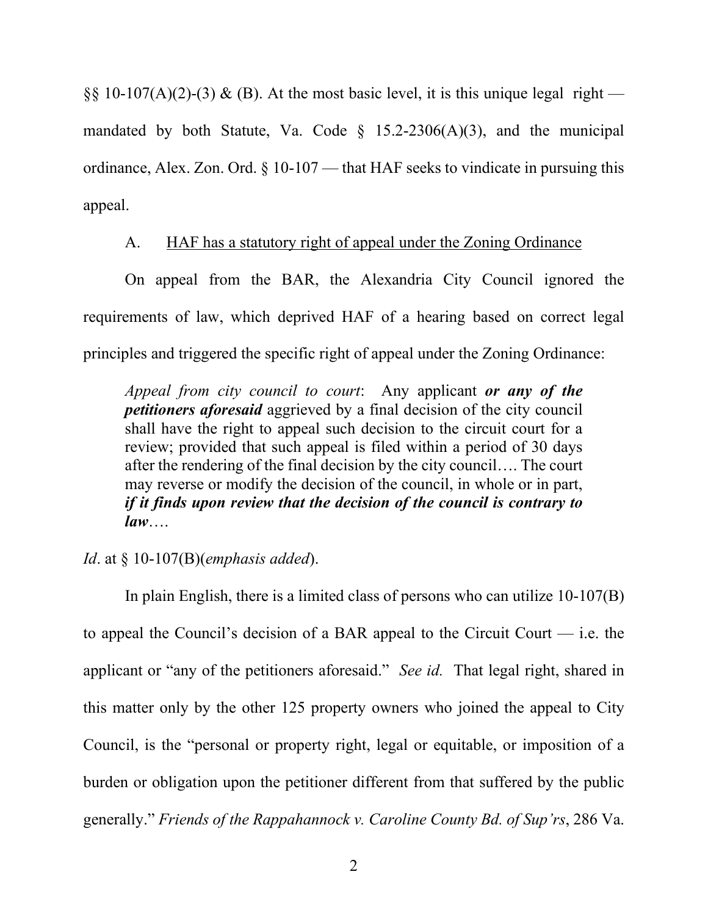§§ 10-107(A)(2)-(3) & (B). At the most basic level, it is this unique legal right — mandated by both Statute, Va. Code § 15.2-2306(A)(3), and the municipal ordinance, Alex. Zon. Ord. § 10-107 — that HAF seeks to vindicate in pursuing this appeal.

A. <u>HAF has a statutory right of appeal under the Zoning Ordinance</u>

On appeal from the BAR, the Alexandria City Council ignored the requirements of law, which deprived HAF of a hearing based on correct legal principles and triggered the specific right of appeal under the Zoning Ordinance:

> *Appeal from city council to court*: Any applicant ***or any of the petitioners aforesaid*** aggrieved by a final decision of the city council shall have the right to appeal such decision to the circuit court for a review; provided that such appeal is filed within a period of 30 days after the rendering of the final decision by the city council…. The court may reverse or modify the decision of the council, in whole or in part, ***if it finds upon review that the decision of the council is contrary to law***….

*Id*. at § 10-107(B)(*emphasis added*).

In plain English, there is a limited class of persons who can utilize 10-107(B) to appeal the Council's decision of a BAR appeal to the Circuit Court — i.e. the applicant or "any of the petitioners aforesaid." *See id.* That legal right, shared in this matter only by the other 125 property owners who joined the appeal to City Council, is the "personal or property right, legal or equitable, or imposition of a burden or obligation upon the petitioner different from that suffered by the public generally." *Friends of the Rappahannock v. Caroline County Bd. of Sup'rs*, 286 Va.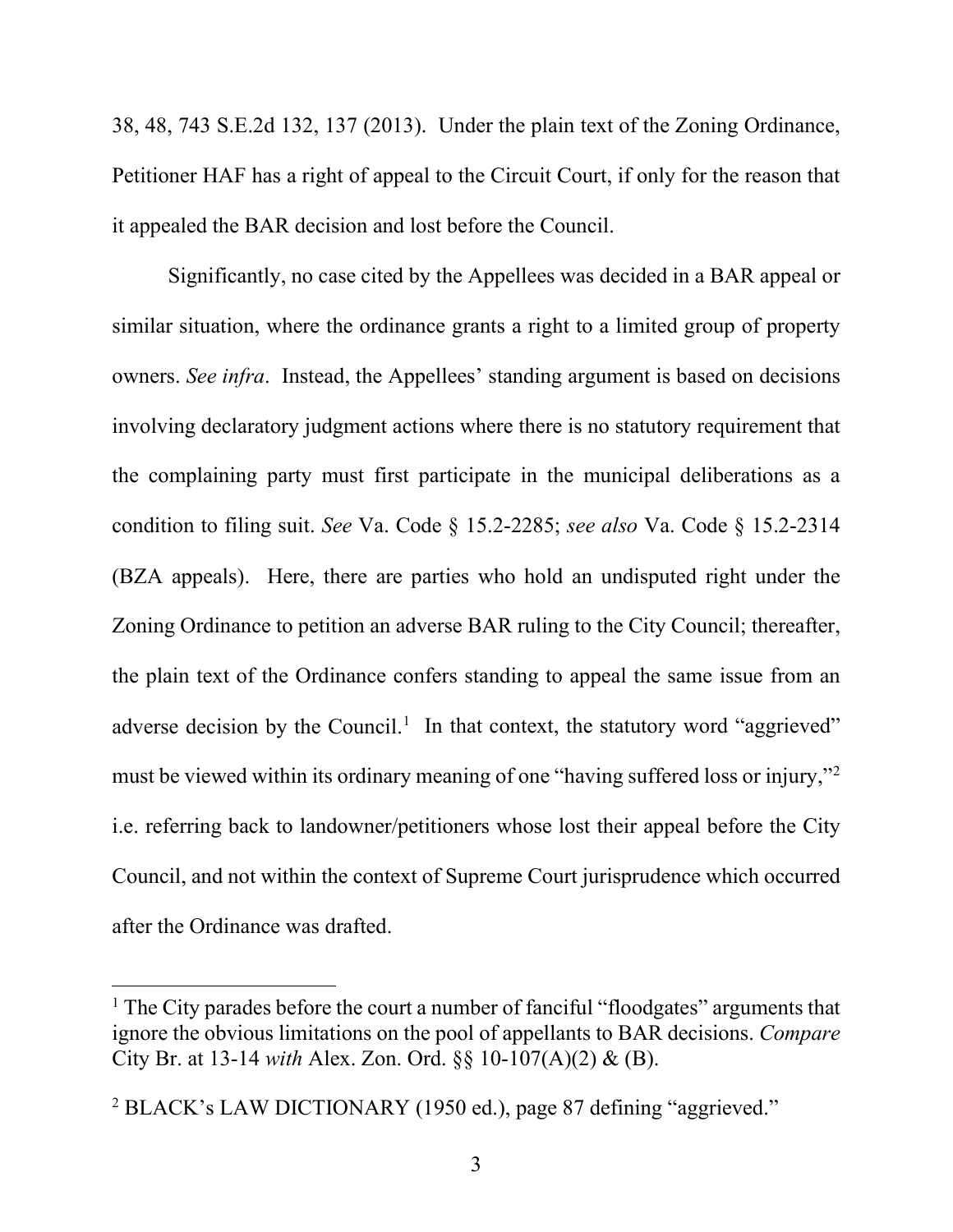38, 48, 743 S.E.2d 132, 137 (2013). Under the plain text of the Zoning Ordinance, Petitioner HAF has a right of appeal to the Circuit Court, if only for the reason that it appealed the BAR decision and lost before the Council.

Significantly, no case cited by the Appellees was decided in a BAR appeal or similar situation, where the ordinance grants a right to a limited group of property owners. *See infra*. Instead, the Appellees' standing argument is based on decisions involving declaratory judgment actions where there is no statutory requirement that the complaining party must first participate in the municipal deliberations as a condition to filing suit. *See* Va. Code § 15.2-2285; *see also* Va. Code § 15.2-2314 (BZA appeals). Here, there are parties who hold an undisputed right under the Zoning Ordinance to petition an adverse BAR ruling to the City Council; thereafter, the plain text of the Ordinance confers standing to appeal the same issue from an adverse decision by the Council.[1] In that context, the statutory word "aggrieved" must be viewed within its ordinary meaning of one "having suffered loss or injury,"[2] i.e. referring back to landowner/petitioners whose lost their appeal before the City Council, and not within the context of Supreme Court jurisprudence which occurred after the Ordinance was drafted.

---

[1] The City parades before the court a number of fanciful "floodgates" arguments that ignore the obvious limitations on the pool of appellants to BAR decisions. *Compare* City Br. at 13-14 *with* Alex. Zon. Ord. §§ 10-107(A)(2) & (B).

[2] BLACK's LAW DICTIONARY (1950 ed.), page 87 defining "aggrieved."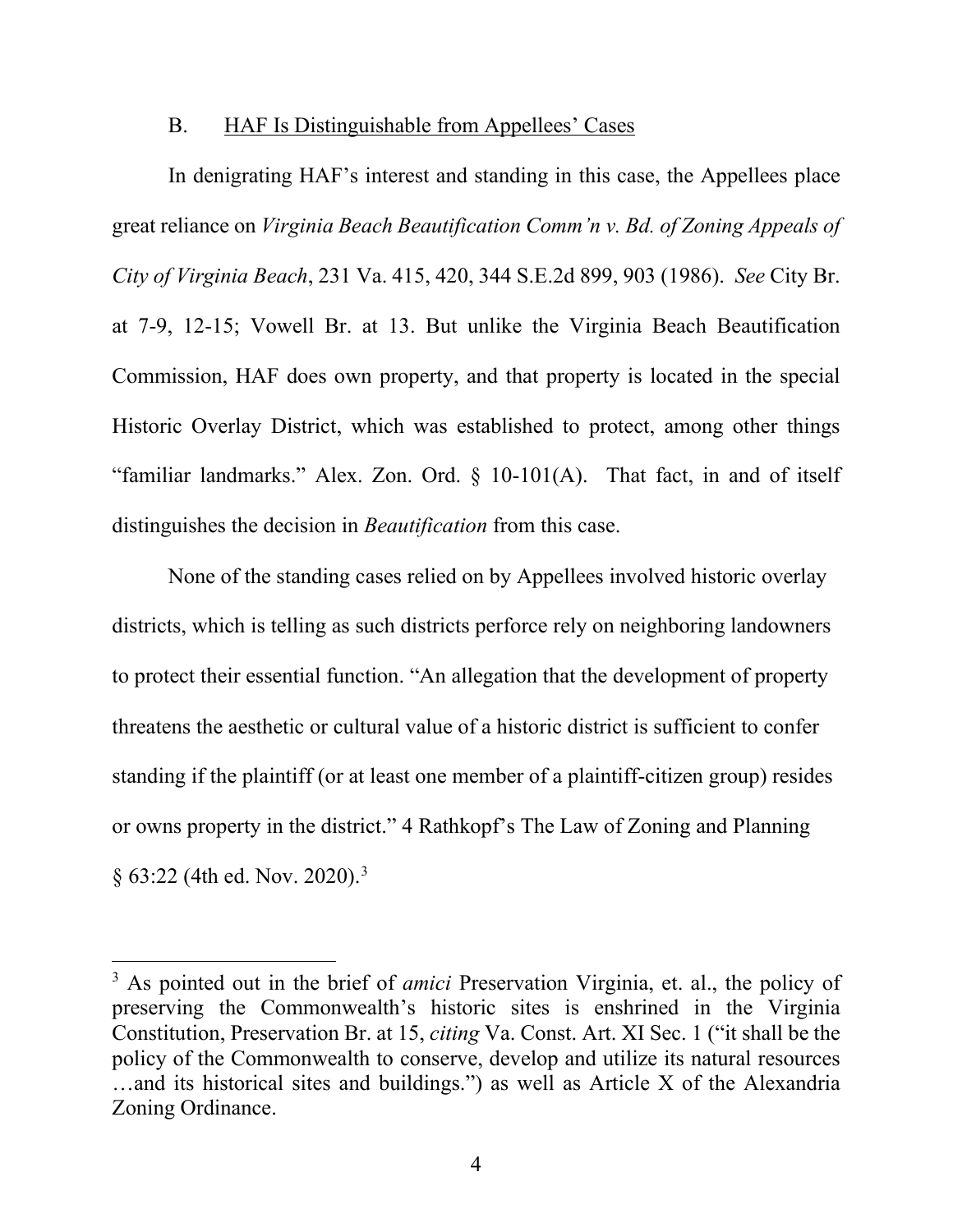### B. HAF Is Distinguishable from Appellees' Cases

In denigrating HAF's interest and standing in this case, the Appellees place great reliance on *Virginia Beach Beautification Comm'n v. Bd. of Zoning Appeals of City of Virginia Beach*, 231 Va. 415, 420, 344 S.E.2d 899, 903 (1986). *See* City Br. at 7-9, 12-15; Vowell Br. at 13. But unlike the Virginia Beach Beautification Commission, HAF does own property, and that property is located in the special Historic Overlay District, which was established to protect, among other things "familiar landmarks." Alex. Zon. Ord. § 10-101(A). That fact, in and of itself distinguishes the decision in *Beautification* from this case.

None of the standing cases relied on by Appellees involved historic overlay districts, which is telling as such districts perforce rely on neighboring landowners to protect their essential function. "An allegation that the development of property threatens the aesthetic or cultural value of a historic district is sufficient to confer standing if the plaintiff (or at least one member of a plaintiff-citizen group) resides or owns property in the district." 4 Rathkopf's The Law of Zoning and Planning § 63:22 (4th ed. Nov. 2020).[3]

---

[3] As pointed out in the brief of *amici* Preservation Virginia, et. al., the policy of preserving the Commonwealth's historic sites is enshrined in the Virginia Constitution, Preservation Br. at 15, *citing* Va. Const. Art. XI Sec. 1 ("it shall be the policy of the Commonwealth to conserve, develop and utilize its natural resources …and its historical sites and buildings.") as well as Article X of the Alexandria Zoning Ordinance.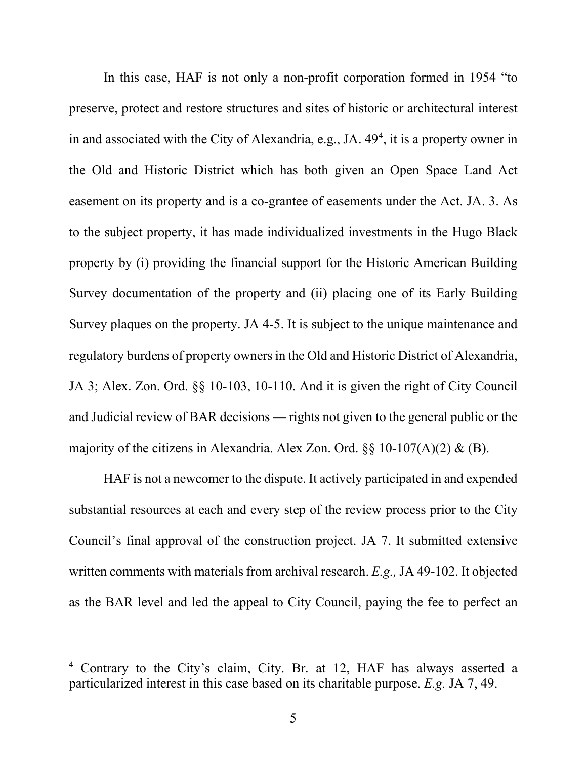In this case, HAF is not only a non-profit corporation formed in 1954 "to preserve, protect and restore structures and sites of historic or architectural interest in and associated with the City of Alexandria, e.g., JA. 49[4], it is a property owner in the Old and Historic District which has both given an Open Space Land Act easement on its property and is a co-grantee of easements under the Act. JA. 3. As to the subject property, it has made individualized investments in the Hugo Black property by (i) providing the financial support for the Historic American Building Survey documentation of the property and (ii) placing one of its Early Building Survey plaques on the property. JA 4-5. It is subject to the unique maintenance and regulatory burdens of property owners in the Old and Historic District of Alexandria, JA 3; Alex. Zon. Ord. §§ 10-103, 10-110. And it is given the right of City Council and Judicial review of BAR decisions — rights not given to the general public or the majority of the citizens in Alexandria. Alex Zon. Ord. §§ 10-107(A)(2) & (B).

HAF is not a newcomer to the dispute. It actively participated in and expended substantial resources at each and every step of the review process prior to the City Council's final approval of the construction project. JA 7. It submitted extensive written comments with materials from archival research. *E.g.,* JA 49-102. It objected as the BAR level and led the appeal to City Council, paying the fee to perfect an

[4] Contrary to the City's claim, City. Br. at 12, HAF has always asserted a particularized interest in this case based on its charitable purpose. *E.g.* JA 7, 49.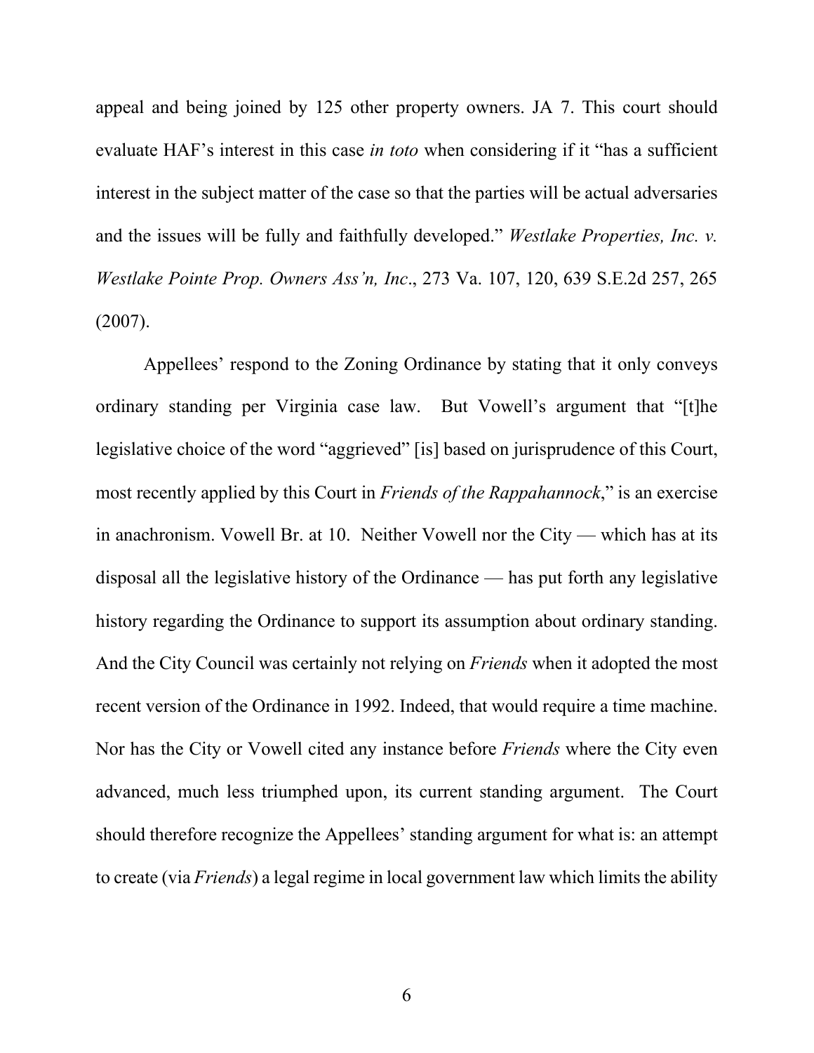appeal and being joined by 125 other property owners. JA 7. This court should evaluate HAF's interest in this case *in toto* when considering if it "has a sufficient interest in the subject matter of the case so that the parties will be actual adversaries and the issues will be fully and faithfully developed." *Westlake Properties, Inc. v. Westlake Pointe Prop. Owners Ass'n, Inc*., 273 Va. 107, 120, 639 S.E.2d 257, 265 (2007).

Appellees' respond to the Zoning Ordinance by stating that it only conveys ordinary standing per Virginia case law. But Vowell's argument that "[t]he legislative choice of the word "aggrieved" [is] based on jurisprudence of this Court, most recently applied by this Court in *Friends of the Rappahannock*," is an exercise in anachronism. Vowell Br. at 10. Neither Vowell nor the City — which has at its disposal all the legislative history of the Ordinance — has put forth any legislative history regarding the Ordinance to support its assumption about ordinary standing. And the City Council was certainly not relying on *Friends* when it adopted the most recent version of the Ordinance in 1992. Indeed, that would require a time machine. Nor has the City or Vowell cited any instance before *Friends* where the City even advanced, much less triumphed upon, its current standing argument. The Court should therefore recognize the Appellees' standing argument for what is: an attempt to create (via *Friends*) a legal regime in local government law which limits the ability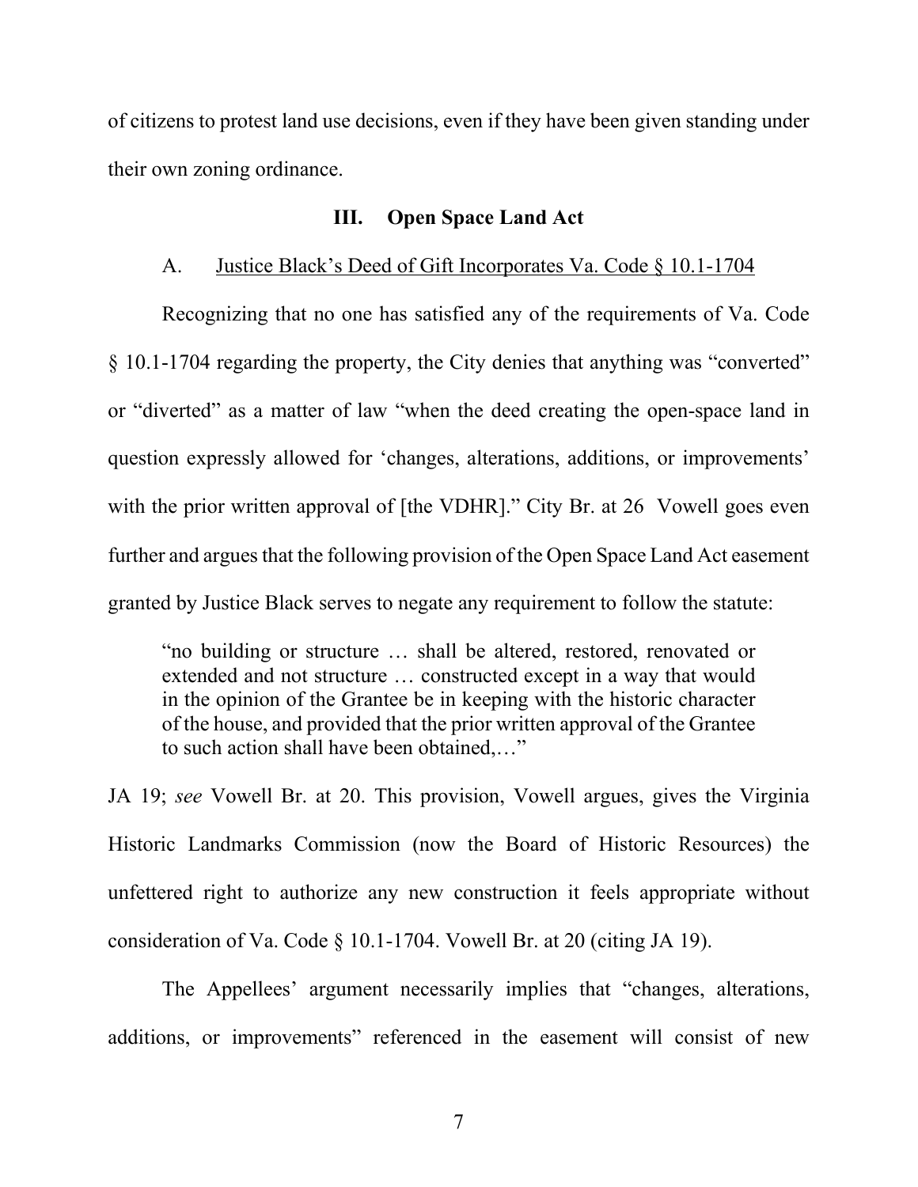of citizens to protest land use decisions, even if they have been given standing under their own zoning ordinance.

## III. Open Space Land Act

### A. Justice Black's Deed of Gift Incorporates Va. Code § 10.1-1704

Recognizing that no one has satisfied any of the requirements of Va. Code § 10.1-1704 regarding the property, the City denies that anything was "converted" or "diverted" as a matter of law "when the deed creating the open-space land in question expressly allowed for 'changes, alterations, additions, or improvements' with the prior written approval of [the VDHR]." City Br. at 26  Vowell goes even further and argues that the following provision of the Open Space Land Act easement granted by Justice Black serves to negate any requirement to follow the statute:

> "no building or structure … shall be altered, restored, renovated or extended and not structure … constructed except in a way that would in the opinion of the Grantee be in keeping with the historic character of the house, and provided that the prior written approval of the Grantee to such action shall have been obtained,…"

JA 19; *see* Vowell Br. at 20. This provision, Vowell argues, gives the Virginia Historic Landmarks Commission (now the Board of Historic Resources) the unfettered right to authorize any new construction it feels appropriate without consideration of Va. Code § 10.1-1704. Vowell Br. at 20 (citing JA 19).

The Appellees' argument necessarily implies that "changes, alterations, additions, or improvements" referenced in the easement will consist of new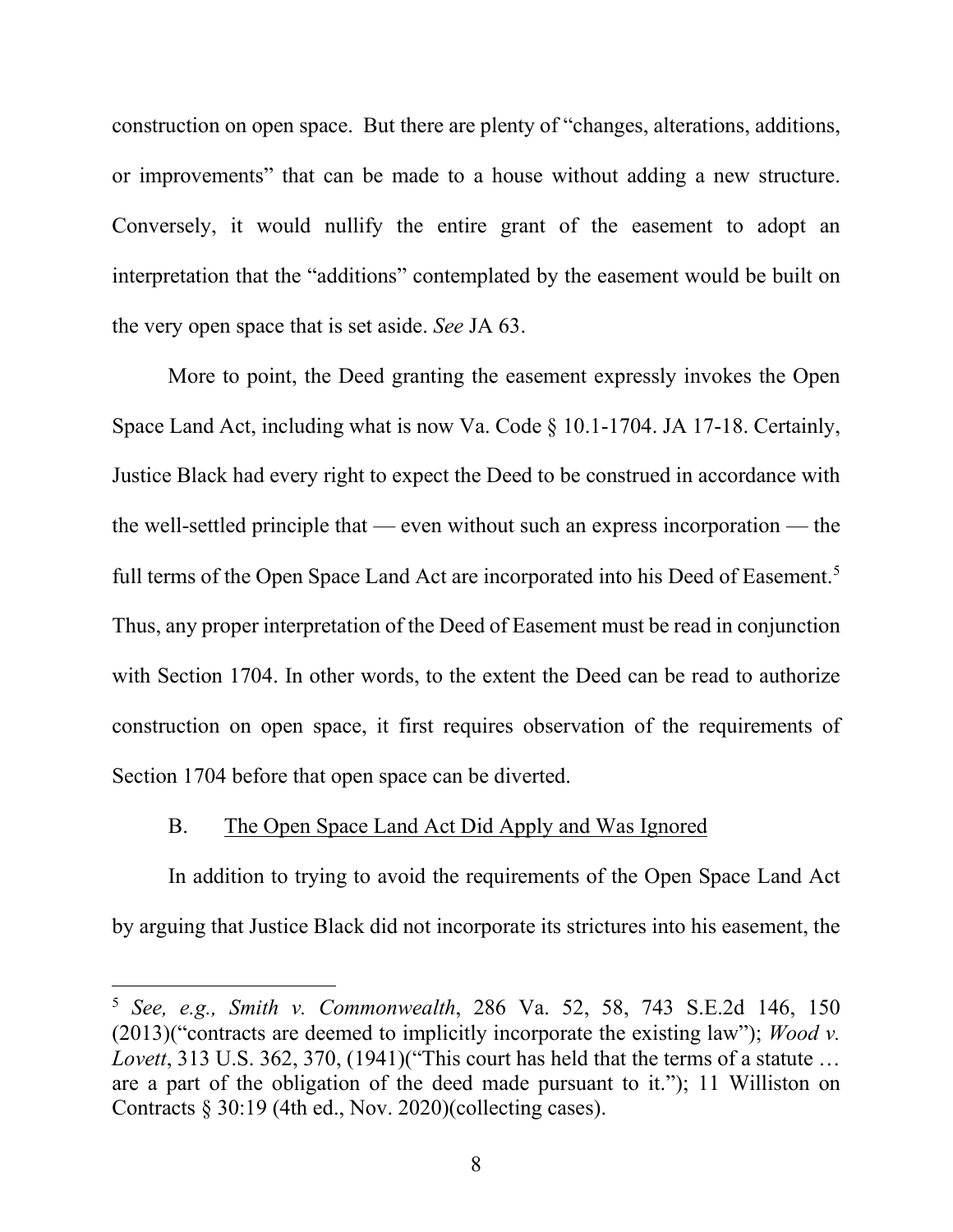construction on open space. But there are plenty of "changes, alterations, additions, or improvements" that can be made to a house without adding a new structure. Conversely, it would nullify the entire grant of the easement to adopt an interpretation that the "additions" contemplated by the easement would be built on the very open space that is set aside. *See* JA 63.

More to point, the Deed granting the easement expressly invokes the Open Space Land Act, including what is now Va. Code § 10.1-1704. JA 17-18. Certainly, Justice Black had every right to expect the Deed to be construed in accordance with the well-settled principle that — even without such an express incorporation — the full terms of the Open Space Land Act are incorporated into his Deed of Easement.[5] Thus, any proper interpretation of the Deed of Easement must be read in conjunction with Section 1704. In other words, to the extent the Deed can be read to authorize construction on open space, it first requires observation of the requirements of Section 1704 before that open space can be diverted.

B. <u>The Open Space Land Act Did Apply and Was Ignored</u>

In addition to trying to avoid the requirements of the Open Space Land Act by arguing that Justice Black did not incorporate its strictures into his easement, the

---

[5] *See, e.g., Smith v. Commonwealth*, 286 Va. 52, 58, 743 S.E.2d 146, 150 (2013)("contracts are deemed to implicitly incorporate the existing law"); *Wood v. Lovett*, 313 U.S. 362, 370, (1941)("This court has held that the terms of a statute … are a part of the obligation of the deed made pursuant to it."); 11 Williston on Contracts § 30:19 (4th ed., Nov. 2020)(collecting cases).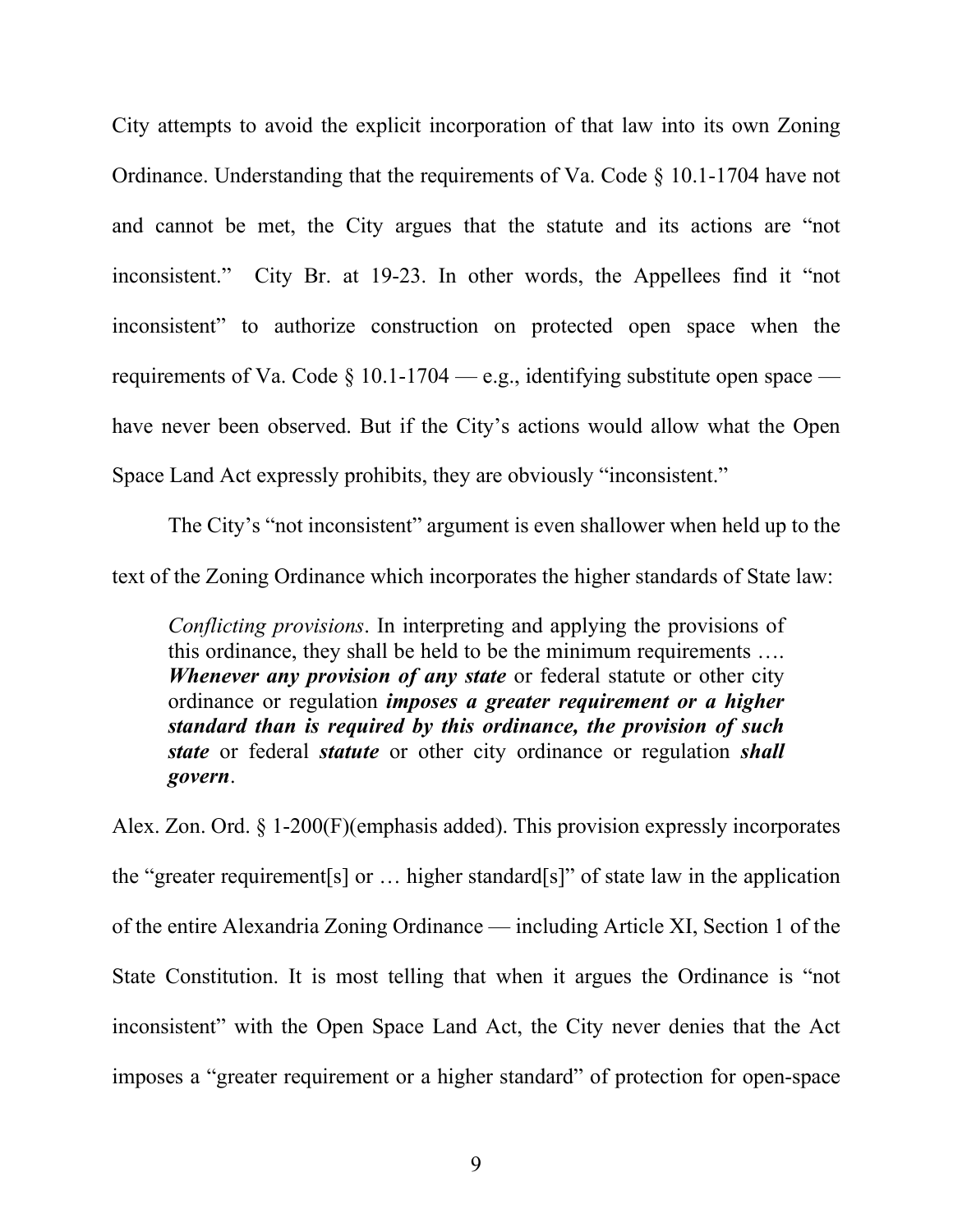City attempts to avoid the explicit incorporation of that law into its own Zoning Ordinance. Understanding that the requirements of Va. Code § 10.1-1704 have not and cannot be met, the City argues that the statute and its actions are "not inconsistent." City Br. at 19-23. In other words, the Appellees find it "not inconsistent" to authorize construction on protected open space when the requirements of Va. Code § 10.1-1704 — e.g., identifying substitute open space — have never been observed. But if the City's actions would allow what the Open Space Land Act expressly prohibits, they are obviously "inconsistent."

The City's "not inconsistent" argument is even shallower when held up to the text of the Zoning Ordinance which incorporates the higher standards of State law:

> *Conflicting provisions*. In interpreting and applying the provisions of this ordinance, they shall be held to be the minimum requirements …. ***Whenever any provision of any state*** or federal statute or other city ordinance or regulation ***imposes a greater requirement or a higher standard than is required by this ordinance, the provision of such state*** or federal ***statute*** or other city ordinance or regulation ***shall govern***.

Alex. Zon. Ord. § 1-200(F)(emphasis added). This provision expressly incorporates the "greater requirement[s] or … higher standard[s]" of state law in the application of the entire Alexandria Zoning Ordinance — including Article XI, Section 1 of the State Constitution. It is most telling that when it argues the Ordinance is "not inconsistent" with the Open Space Land Act, the City never denies that the Act imposes a "greater requirement or a higher standard" of protection for open-space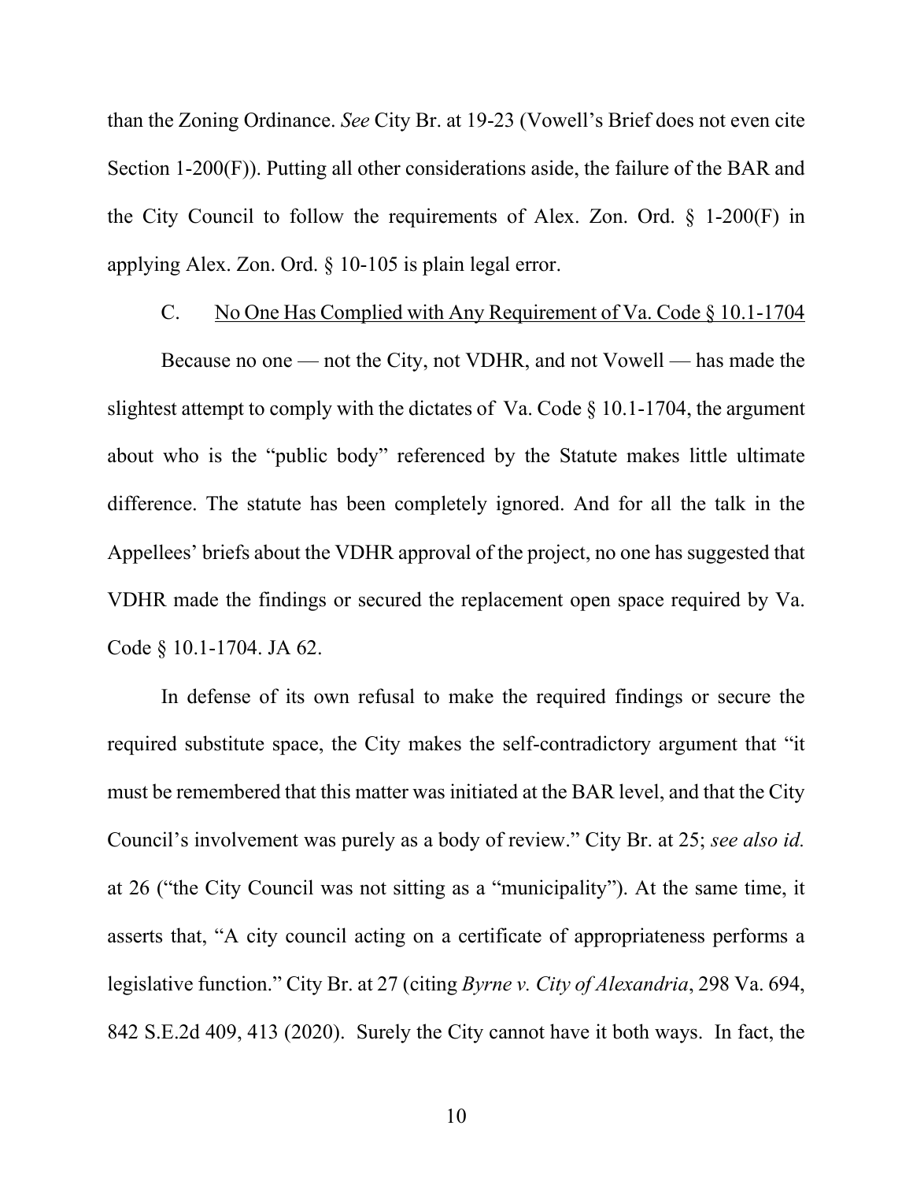than the Zoning Ordinance. *See* City Br. at 19-23 (Vowell's Brief does not even cite Section 1-200(F)). Putting all other considerations aside, the failure of the BAR and the City Council to follow the requirements of Alex. Zon. Ord. § 1-200(F) in applying Alex. Zon. Ord. § 10-105 is plain legal error.

### C. No One Has Complied with Any Requirement of Va. Code § 10.1-1704

Because no one — not the City, not VDHR, and not Vowell — has made the slightest attempt to comply with the dictates of Va. Code § 10.1-1704, the argument about who is the "public body" referenced by the Statute makes little ultimate difference. The statute has been completely ignored. And for all the talk in the Appellees' briefs about the VDHR approval of the project, no one has suggested that VDHR made the findings or secured the replacement open space required by Va. Code § 10.1-1704. JA 62.

In defense of its own refusal to make the required findings or secure the required substitute space, the City makes the self-contradictory argument that "it must be remembered that this matter was initiated at the BAR level, and that the City Council's involvement was purely as a body of review." City Br. at 25; *see also id.* at 26 ("the City Council was not sitting as a "municipality"). At the same time, it asserts that, "A city council acting on a certificate of appropriateness performs a legislative function." City Br. at 27 (citing *Byrne v. City of Alexandria*, 298 Va. 694, 842 S.E.2d 409, 413 (2020). Surely the City cannot have it both ways. In fact, the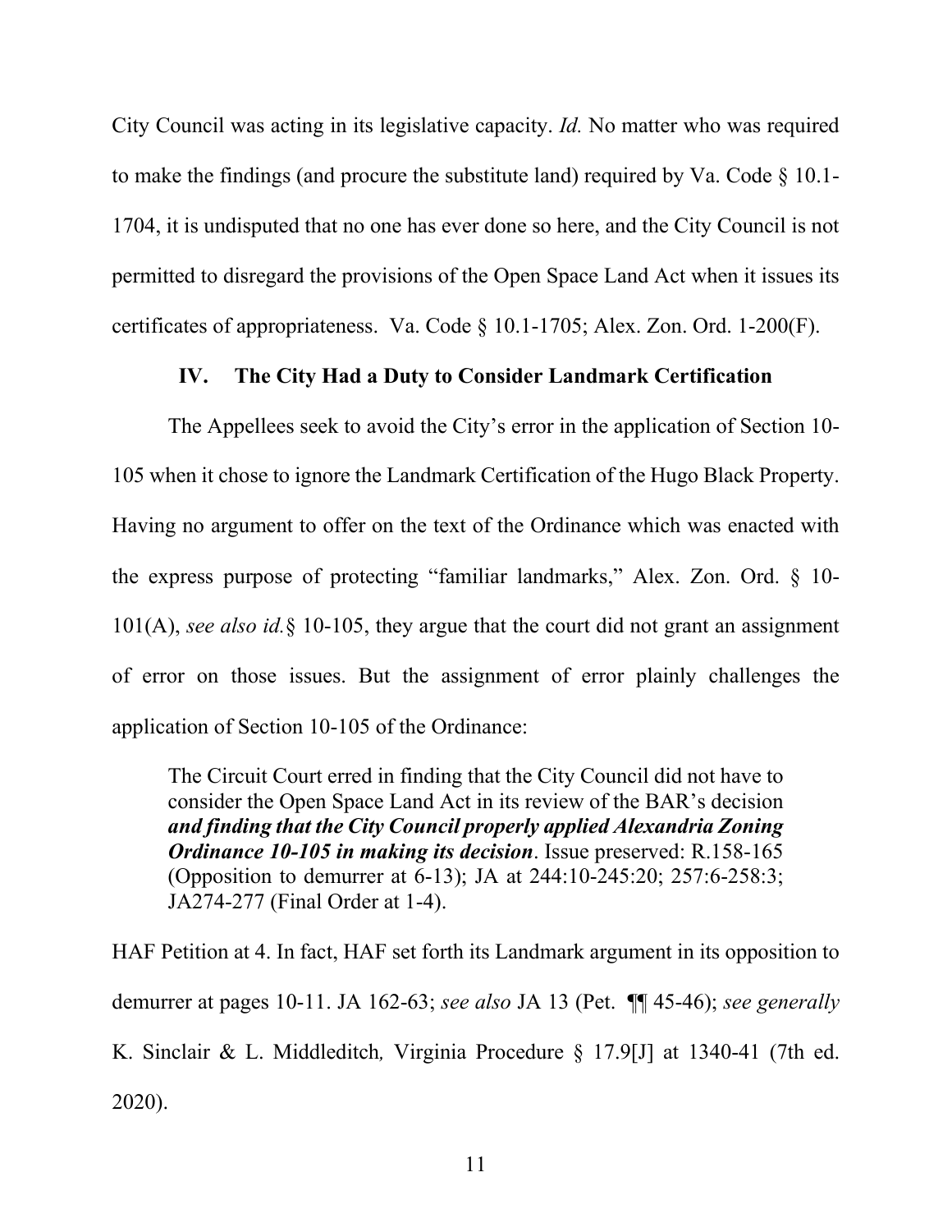City Council was acting in its legislative capacity. *Id.* No matter who was required to make the findings (and procure the substitute land) required by Va. Code § 10.1-1704, it is undisputed that no one has ever done so here, and the City Council is not permitted to disregard the provisions of the Open Space Land Act when it issues its certificates of appropriateness. Va. Code § 10.1-1705; Alex. Zon. Ord. 1-200(F).

## IV. The City Had a Duty to Consider Landmark Certification

The Appellees seek to avoid the City's error in the application of Section 10-105 when it chose to ignore the Landmark Certification of the Hugo Black Property. Having no argument to offer on the text of the Ordinance which was enacted with the express purpose of protecting "familiar landmarks," Alex. Zon. Ord. § 10-101(A), *see also id.*§ 10-105, they argue that the court did not grant an assignment of error on those issues. But the assignment of error plainly challenges the application of Section 10-105 of the Ordinance:

> The Circuit Court erred in finding that the City Council did not have to consider the Open Space Land Act in its review of the BAR's decision ***and finding that the City Council properly applied Alexandria Zoning Ordinance 10-105 in making its decision***. Issue preserved: R.158-165 (Opposition to demurrer at 6-13); JA at 244:10-245:20; 257:6-258:3; JA274-277 (Final Order at 1-4).

HAF Petition at 4. In fact, HAF set forth its Landmark argument in its opposition to demurrer at pages 10-11. JA 162-63; *see also* JA 13 (Pet. ¶¶ 45-46); *see generally* K. Sinclair & L. Middleditch*,* Virginia Procedure § 17.9[J] at 1340-41 (7th ed. 2020).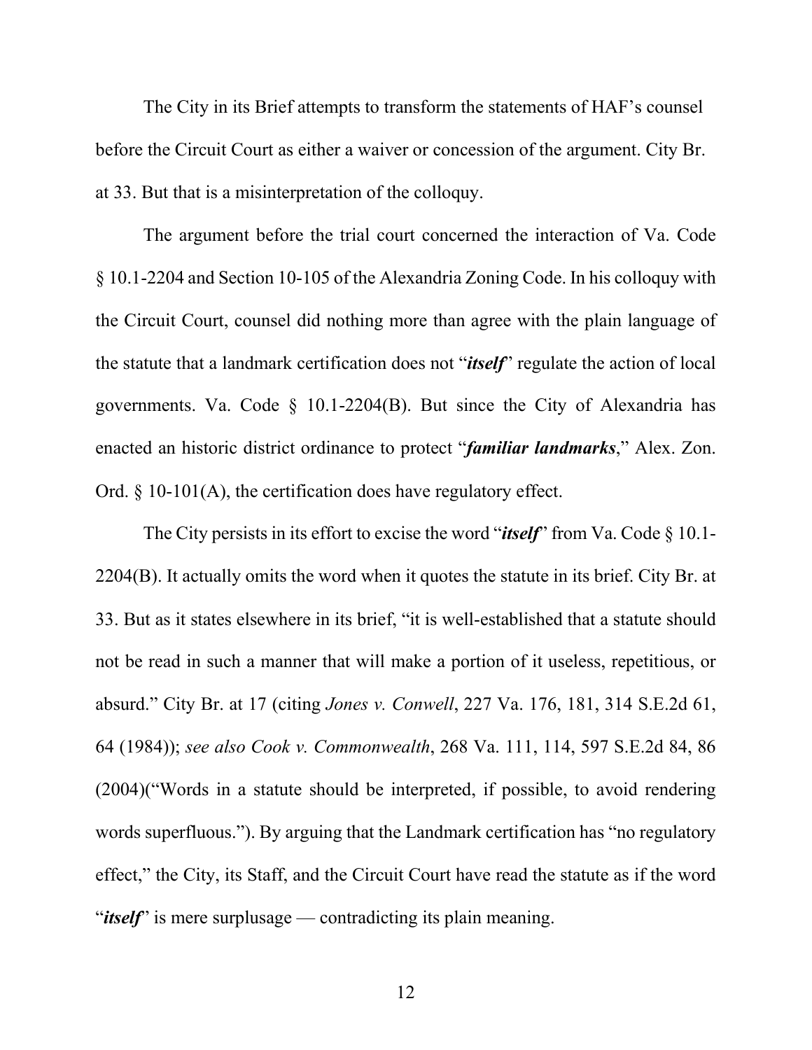The City in its Brief attempts to transform the statements of HAF's counsel before the Circuit Court as either a waiver or concession of the argument. City Br. at 33. But that is a misinterpretation of the colloquy.

The argument before the trial court concerned the interaction of Va. Code § 10.1-2204 and Section 10-105 of the Alexandria Zoning Code. In his colloquy with the Circuit Court, counsel did nothing more than agree with the plain language of the statute that a landmark certification does not "***itself***" regulate the action of local governments. Va. Code § 10.1-2204(B). But since the City of Alexandria has enacted an historic district ordinance to protect "***familiar landmarks***," Alex. Zon. Ord. § 10-101(A), the certification does have regulatory effect.

The City persists in its effort to excise the word "***itself***" from Va. Code § 10.1-2204(B). It actually omits the word when it quotes the statute in its brief. City Br. at 33. But as it states elsewhere in its brief, "it is well-established that a statute should not be read in such a manner that will make a portion of it useless, repetitious, or absurd." City Br. at 17 (citing *Jones v. Conwell*, 227 Va. 176, 181, 314 S.E.2d 61, 64 (1984)); *see also Cook v. Commonwealth*, 268 Va. 111, 114, 597 S.E.2d 84, 86 (2004)("Words in a statute should be interpreted, if possible, to avoid rendering words superfluous."). By arguing that the Landmark certification has "no regulatory effect," the City, its Staff, and the Circuit Court have read the statute as if the word "***itself***" is mere surplusage — contradicting its plain meaning.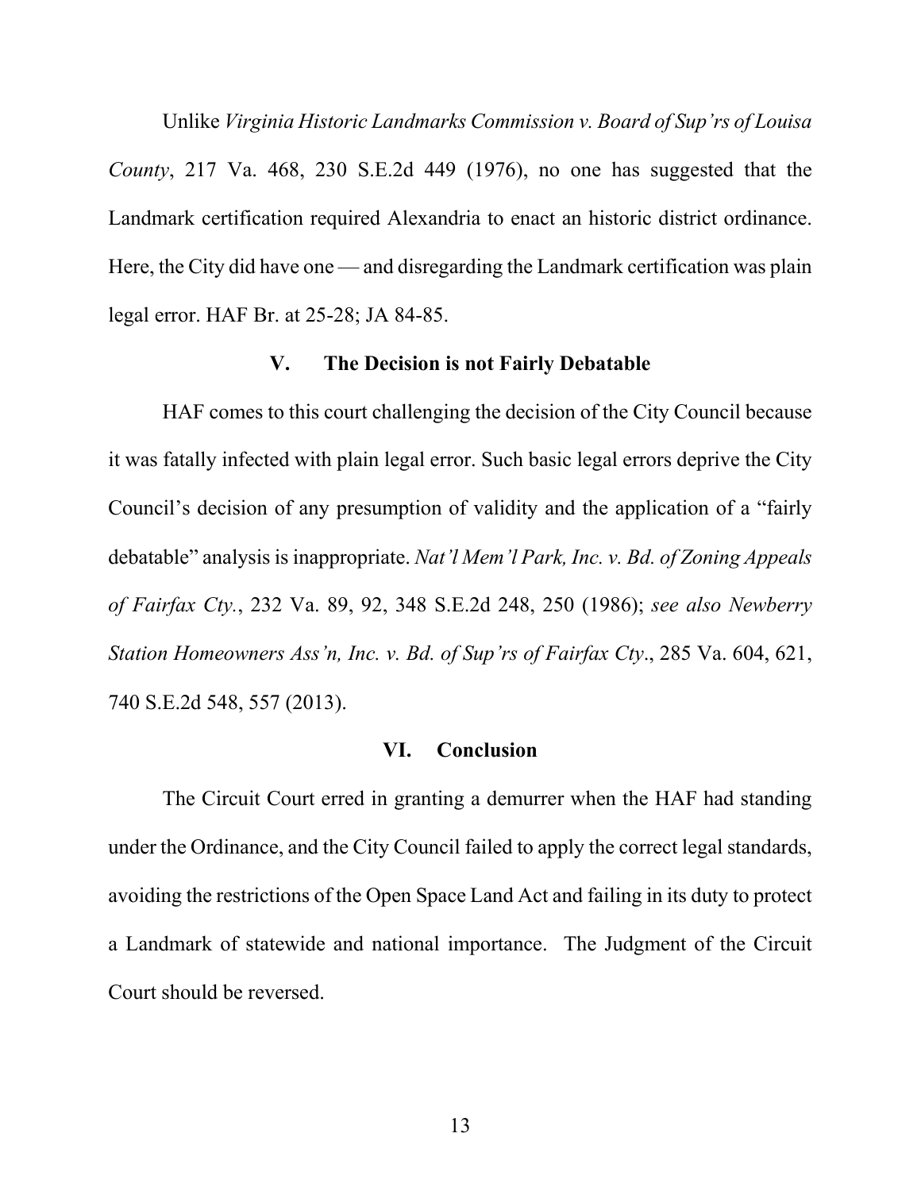Unlike *Virginia Historic Landmarks Commission v. Board of Sup'rs of Louisa County*, 217 Va. 468, 230 S.E.2d 449 (1976), no one has suggested that the Landmark certification required Alexandria to enact an historic district ordinance. Here, the City did have one — and disregarding the Landmark certification was plain legal error. HAF Br. at 25-28; JA 84-85.

## V. The Decision is not Fairly Debatable

HAF comes to this court challenging the decision of the City Council because it was fatally infected with plain legal error. Such basic legal errors deprive the City Council's decision of any presumption of validity and the application of a "fairly debatable" analysis is inappropriate. *Nat'l Mem'l Park, Inc. v. Bd. of Zoning Appeals of Fairfax Cty.*, 232 Va. 89, 92, 348 S.E.2d 248, 250 (1986); *see also Newberry Station Homeowners Ass'n, Inc. v. Bd. of Sup'rs of Fairfax Cty*., 285 Va. 604, 621, 740 S.E.2d 548, 557 (2013).

## VI. Conclusion

The Circuit Court erred in granting a demurrer when the HAF had standing under the Ordinance, and the City Council failed to apply the correct legal standards, avoiding the restrictions of the Open Space Land Act and failing in its duty to protect a Landmark of statewide and national importance. The Judgment of the Circuit Court should be reversed.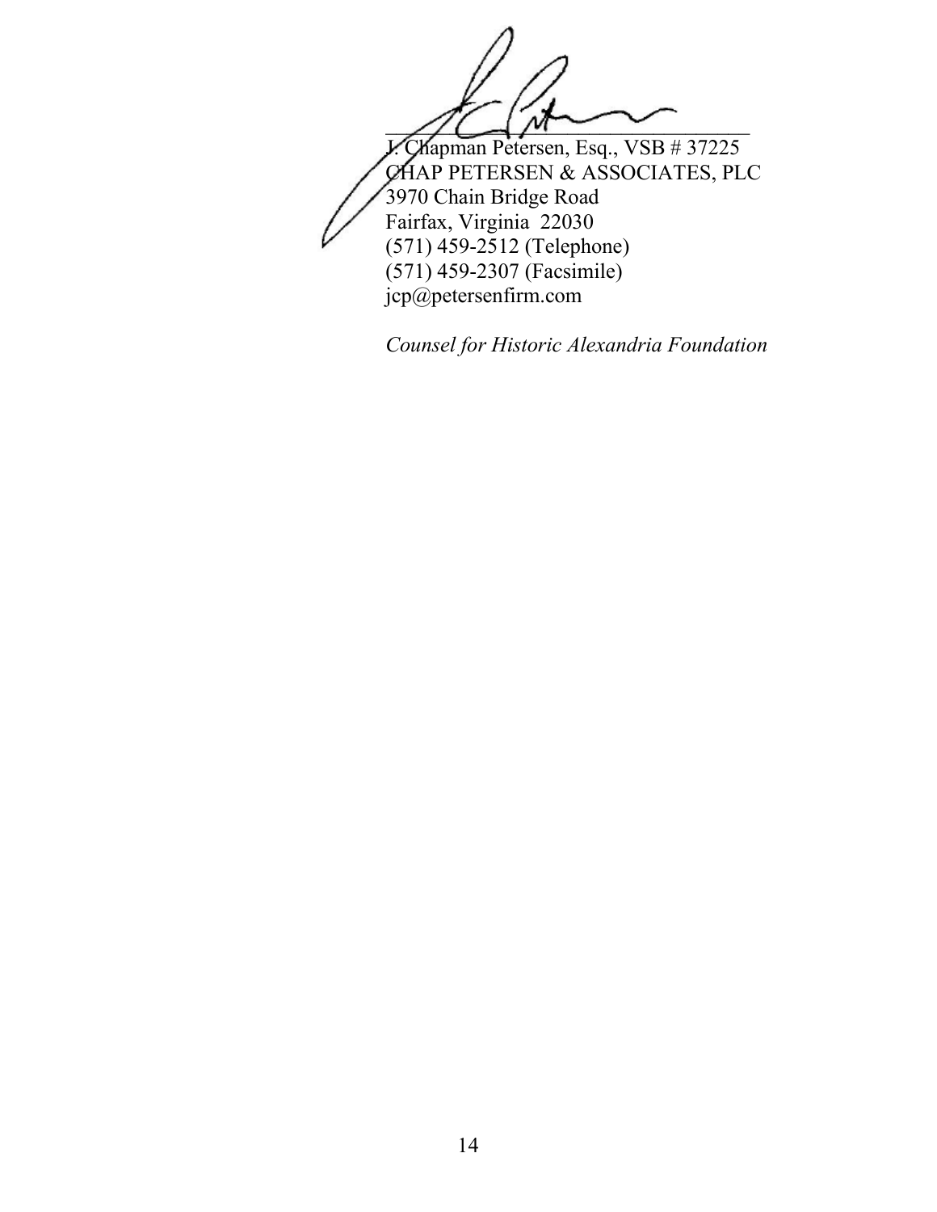\_\_\_\_\_\_\_\_\_\_\_\_\_\_\_\_\_\_\_\_\_\_\_\_\_\_\_\_\_\_\_\_\_\_\_\_

J. Chapman Petersen, Esq., VSB # 37225
CHAP PETERSEN & ASSOCIATES, PLC
3970 Chain Bridge Road
Fairfax, Virginia 22030
(571) 459-2512 (Telephone)
(571) 459-2307 (Facsimile)
jcp@petersenfirm.com

*Counsel for Historic Alexandria Foundation*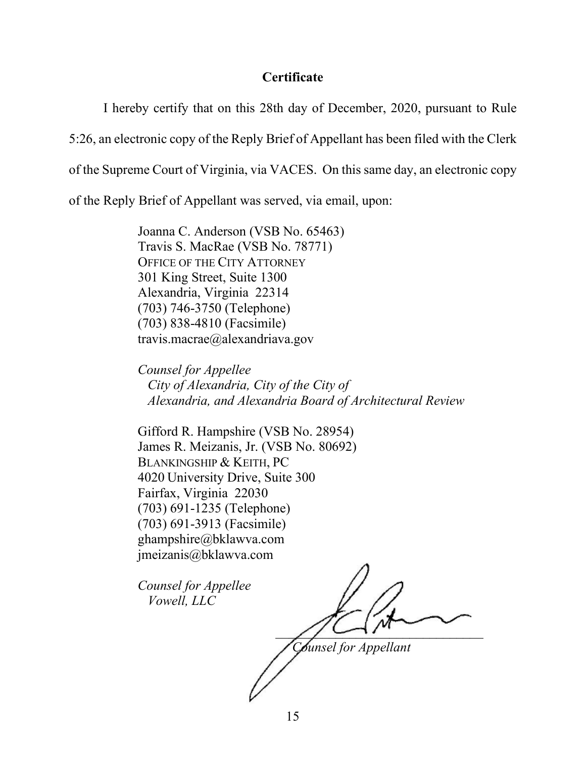## Certificate

I hereby certify that on this 28th day of December, 2020, pursuant to Rule 5:26, an electronic copy of the Reply Brief of Appellant has been filed with the Clerk of the Supreme Court of Virginia, via VACES. On this same day, an electronic copy of the Reply Brief of Appellant was served, via email, upon:

Joanna C. Anderson (VSB No. 65463)
Travis S. MacRae (VSB No. 78771)
OFFICE OF THE CITY ATTORNEY
301 King Street, Suite 1300
Alexandria, Virginia 22314
(703) 746-3750 (Telephone)
(703) 838-4810 (Facsimile)
travis.macrae@alexandriava.gov

*Counsel for Appellee*
*City of Alexandria, City of the City of Alexandria, and Alexandria Board of Architectural Review*

Gifford R. Hampshire (VSB No. 28954)
James R. Meizanis, Jr. (VSB No. 80692)
BLANKINGSHIP & KEITH, PC
4020 University Drive, Suite 300
Fairfax, Virginia 22030
(703) 691-1235 (Telephone)
(703) 691-3913 (Facsimile)
ghampshire@bklawva.com
jmeizanis@bklawva.com

*Counsel for Appellee*
*Vowell, LLC*

\_\_\_\_\_\_\_\_\_\_\_\_\_\_\_\_\_\_\_\_\_\_\_\_\_\_\_\_\_\_
*Counsel for Appellant*